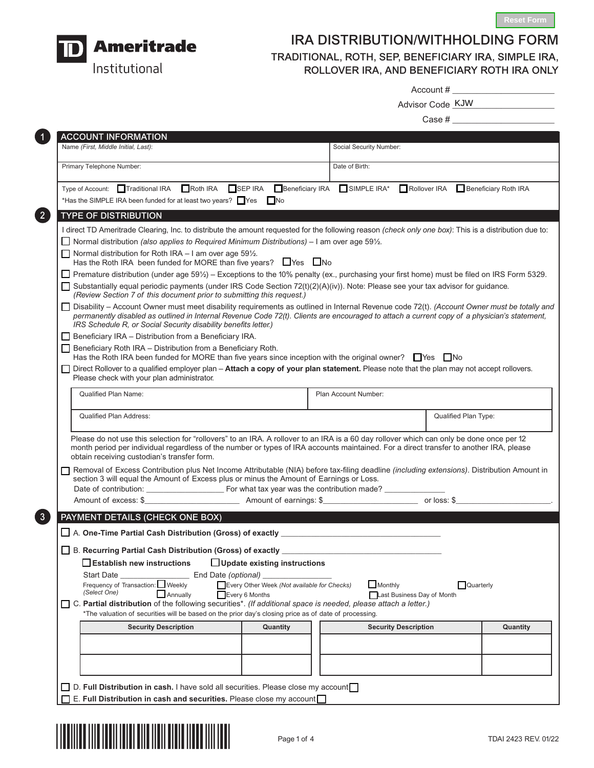Reset Form

**TD Ameritrade Institutional**

# IRA DISTRIBUTION/WITHHOLDING FORM

## TRADITIONAL, ROTH, SEP, BENEFICIARY IRA, SIMPLE IRA, ROLLOVER IRA, AND BENEFICIARY ROTH IRA ONLY

Account # ____________________

Advisor Code KJW

Case # ____________________

## 1 ACCOUNT INFORMATION

| Name *(First, Middle Initial, Last)*: | Social Security Number: |
|---|---|
| Primary Telephone Number: | Date of Birth: |

Type of Account: ☐ Traditional IRA ☐ Roth IRA ☐ SEP IRA ☐ Beneficiary IRA ☐ SIMPLE IRA* ☐ Rollover IRA ☐ Beneficiary Roth IRA

*Has the SIMPLE IRA been funded for at least two years? ☐ Yes ☐ No

## 2 TYPE OF DISTRIBUTION

I direct TD Ameritrade Clearing, Inc. to distribute the amount requested for the following reason *(check only one box)*: This is a distribution due to:

☐ Normal distribution *(also applies to Required Minimum Distributions)* – I am over age 59½.

☐ Normal distribution for Roth IRA – I am over age 59½.
Has the Roth IRA been funded for MORE than five years? ☐ Yes ☐ No

☐ Premature distribution (under age 59½) – Exceptions to the 10% penalty (ex., purchasing your first home) must be filed on IRS Form 5329.

☐ Substantially equal periodic payments (under IRS Code Section 72(t)(2)(A)(iv)). Note: Please see your tax advisor for guidance. *(Review Section 7 of this document prior to submitting this request.)*

☐ Disability – Account Owner must meet disability requirements as outlined in Internal Revenue code 72(t). *(Account Owner must be totally and permanently disabled as outlined in Internal Revenue Code 72(t). Clients are encouraged to attach a current copy of a physician's statement, IRS Schedule R, or Social Security disability benefits letter.)*

☐ Beneficiary IRA – Distribution from a Beneficiary IRA.

☐ Beneficiary Roth IRA – Distribution from a Beneficiary Roth.
Has the Roth IRA been funded for MORE than five years since inception with the original owner? ☐ Yes ☐ No

☐ Direct Rollover to a qualified employer plan – **Attach a copy of your plan statement.** Please note that the plan may not accept rollovers. Please check with your plan administrator.

| Qualified Plan Name: | Plan Account Number: |
|---|---|
| Qualified Plan Address: | Qualified Plan Type: |

Please do not use this selection for "rollovers" to an IRA. A rollover to an IRA is a 60 day rollover which can only be done once per 12 month period per individual regardless of the number or types of IRA accounts maintained. For a direct transfer to another IRA, please obtain receiving custodian's transfer form.

☐ Removal of Excess Contribution plus Net Income Attributable (NIA) before tax-filing deadline *(including extensions)*. Distribution Amount in section 3 will equal the Amount of Excess plus or minus the Amount of Earnings or Loss.
Date of contribution: __________________ For what tax year was the contribution made? ______________
Amount of excess: $______________________ Amount of earnings: $______________________ or loss: $______________________.

## 3 PAYMENT DETAILS (CHECK ONE BOX)

☐ A. **One-Time Partial Cash Distribution (Gross) of exactly** ______________________________________

☐ B. **Recurring Partial Cash Distribution (Gross) of exactly** ______________________________________

☐ **Establish new instructions** ☐ **Update existing instructions**

Start Date ________________ End Date *(optional)* ________________

Frequency of Transaction: *(Select One)* ☐ Weekly ☐ Every Other Week *(Not available for Checks)* ☐ Monthly ☐ Quarterly ☐ Annually ☐ Every 6 Months ☐ Last Business Day of Month

☐ C. **Partial distribution** of the following securities*. *(If additional space is needed, please attach a letter.)*
*The valuation of securities will be based on the prior day's closing price as of date of processing.

| Security Description | Quantity | Security Description | Quantity |
|---|---|---|---|
| | | | |
| | | | |

☐ D. **Full Distribution in cash.** I have sold all securities. Please close my account ☐

☐ E. **Full Distribution in cash and securities.** Please close my account ☐

TDAI 2423 REV. 01/22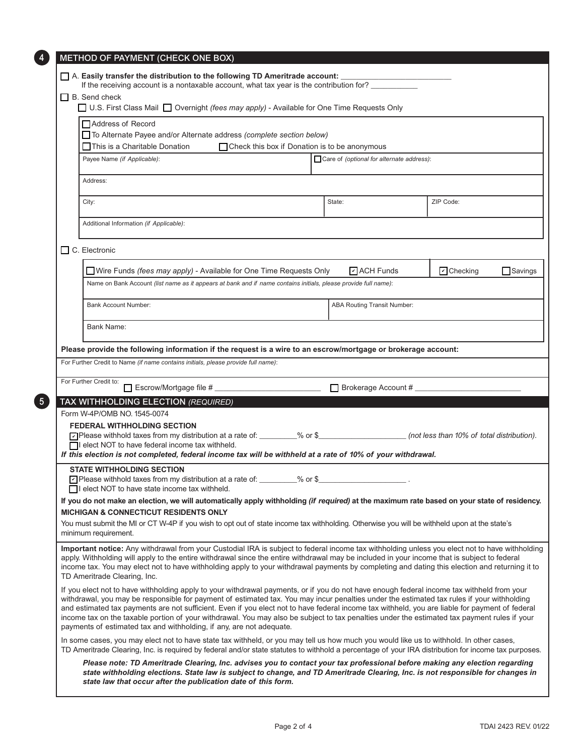## 4 METHOD OF PAYMENT (CHECK ONE BOX)

☐ A. **Easily transfer the distribution to the following TD Ameritrade account:** _______________________
If the receiving account is a nontaxable account, what tax year is the contribution for? __________

☐ B. Send check

☐ U.S. First Class Mail ☐ Overnight *(fees may apply)* - Available for One Time Requests Only

☐ Address of Record
☐ To Alternate Payee and/or Alternate address *(complete section below)*
☐ This is a Charitable Donation ☐ Check this box if Donation is to be anonymous

| Payee Name *(if Applicable)*: | ☐ Care of *(optional for alternate address)*: | |
|---|---|---|
| Address: | | |
| City: | State: | ZIP Code: |
| Additional Information *(if Applicable)*: | | |

☐ C. Electronic

| ☐ Wire Funds *(fees may apply)* - Available for One Time Requests Only ☑ ACH Funds | ☑ Checking ☐ Savings |
|---|---|
| Name on Bank Account *(list name as it appears at bank and if name contains initials, please provide full name)*: | |
| Bank Account Number: | ABA Routing Transit Number: |
| Bank Name: | |

**Please provide the following information if the request is a wire to an escrow/mortgage or brokerage account:**

For Further Credit to Name *(if name contains initials, please provide full name)*:

For Further Credit to: ☐ Escrow/Mortgage file # _______________________ ☐ Brokerage Account # _______________________

## 5 TAX WITHHOLDING ELECTION *(REQUIRED)*

Form W-4P/OMB NO. 1545-0074

**FEDERAL WITHHOLDING SECTION**

☑ Please withhold taxes from my distribution at a rate of: ________% or $____________________ *(not less than 10% of total distribution)*.
☐ I elect NOT to have federal income tax withheld.

***If this election is not completed, federal income tax will be withheld at a rate of 10% of your withdrawal.***

**STATE WITHHOLDING SECTION**

☑ Please withhold taxes from my distribution at a rate of: ________% or $____________________ .
☐ I elect NOT to have state income tax withheld.

**If you do not make an election, we will automatically apply withholding *(if required)* at the maximum rate based on your state of residency.**

**MICHIGAN & CONNECTICUT RESIDENTS ONLY**

You must submit the MI or CT W-4P if you wish to opt out of state income tax withholding. Otherwise you will be withheld upon at the state's minimum requirement.

**Important notice:** Any withdrawal from your Custodial IRA is subject to federal income tax withholding unless you elect not to have withholding apply. Withholding will apply to the entire withdrawal since the entire withdrawal may be included in your income that is subject to federal income tax. You may elect not to have withholding apply to your withdrawal payments by completing and dating this election and returning it to TD Ameritrade Clearing, Inc.

If you elect not to have withholding apply to your withdrawal payments, or if you do not have enough federal income tax withheld from your withdrawal, you may be responsible for payment of estimated tax. You may incur penalties under the estimated tax rules if your withholding and estimated tax payments are not sufficient. Even if you elect not to have federal income tax withheld, you are liable for payment of federal income tax on the taxable portion of your withdrawal. You may also be subject to tax penalties under the estimated tax payment rules if your payments of estimated tax and withholding, if any, are not adequate.

In some cases, you may elect not to have state tax withheld, or you may tell us how much you would like us to withhold. In other cases, TD Ameritrade Clearing, Inc. is required by federal and/or state statutes to withhold a percentage of your IRA distribution for income tax purposes.

***Please note: TD Ameritrade Clearing, Inc. advises you to contact your tax professional before making any election regarding state withholding elections. State law is subject to change, and TD Ameritrade Clearing, Inc. is not responsible for changes in state law that occur after the publication date of this form.***

TDAI 2423 REV. 01/22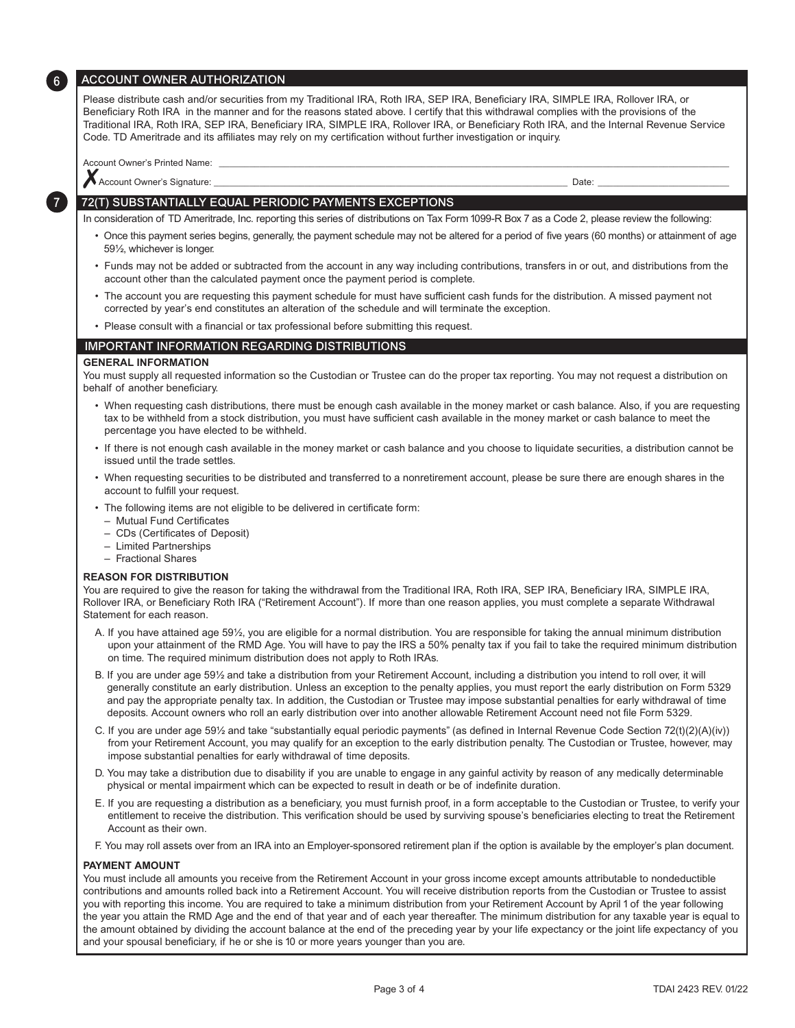## 6 ACCOUNT OWNER AUTHORIZATION

Please distribute cash and/or securities from my Traditional IRA, Roth IRA, SEP IRA, Beneficiary IRA, SIMPLE IRA, Rollover IRA, or Beneficiary Roth IRA in the manner and for the reasons stated above. I certify that this withdrawal complies with the provisions of the Traditional IRA, Roth IRA, SEP IRA, Beneficiary IRA, SIMPLE IRA, Rollover IRA, or Beneficiary Roth IRA, and the Internal Revenue Service Code. TD Ameritrade and its affiliates may rely on my certification without further investigation or inquiry.

Account Owner's Printed Name: ______________________________

✗ Account Owner's Signature: ______________________________ Date: ______________

## 7 72(T) SUBSTANTIALLY EQUAL PERIODIC PAYMENTS EXCEPTIONS

In consideration of TD Ameritrade, Inc. reporting this series of distributions on Tax Form 1099-R Box 7 as a Code 2, please review the following:

- Once this payment series begins, generally, the payment schedule may not be altered for a period of five years (60 months) or attainment of age 59½, whichever is longer.
- Funds may not be added or subtracted from the account in any way including contributions, transfers in or out, and distributions from the account other than the calculated payment once the payment period is complete.
- The account you are requesting this payment schedule for must have sufficient cash funds for the distribution. A missed payment not corrected by year's end constitutes an alteration of the schedule and will terminate the exception.
- Please consult with a financial or tax professional before submitting this request.

## IMPORTANT INFORMATION REGARDING DISTRIBUTIONS

### GENERAL INFORMATION

You must supply all requested information so the Custodian or Trustee can do the proper tax reporting. You may not request a distribution on behalf of another beneficiary.

- When requesting cash distributions, there must be enough cash available in the money market or cash balance. Also, if you are requesting tax to be withheld from a stock distribution, you must have sufficient cash available in the money market or cash balance to meet the percentage you have elected to be withheld.
- If there is not enough cash available in the money market or cash balance and you choose to liquidate securities, a distribution cannot be issued until the trade settles.
- When requesting securities to be distributed and transferred to a nonretirement account, please be sure there are enough shares in the account to fulfill your request.
- The following items are not eligible to be delivered in certificate form:
  - Mutual Fund Certificates
  - CDs (Certificates of Deposit)
  - Limited Partnerships
  - Fractional Shares

### REASON FOR DISTRIBUTION

You are required to give the reason for taking the withdrawal from the Traditional IRA, Roth IRA, SEP IRA, Beneficiary IRA, SIMPLE IRA, Rollover IRA, or Beneficiary Roth IRA ("Retirement Account"). If more than one reason applies, you must complete a separate Withdrawal Statement for each reason.

A. If you have attained age 59½, you are eligible for a normal distribution. You are responsible for taking the annual minimum distribution upon your attainment of the RMD Age. You will have to pay the IRS a 50% penalty tax if you fail to take the required minimum distribution on time. The required minimum distribution does not apply to Roth IRAs.

B. If you are under age 59½ and take a distribution from your Retirement Account, including a distribution you intend to roll over, it will generally constitute an early distribution. Unless an exception to the penalty applies, you must report the early distribution on Form 5329 and pay the appropriate penalty tax. In addition, the Custodian or Trustee may impose substantial penalties for early withdrawal of time deposits. Account owners who roll an early distribution over into another allowable Retirement Account need not file Form 5329.

C. If you are under age 59½ and take "substantially equal periodic payments" (as defined in Internal Revenue Code Section 72(t)(2)(A)(iv)) from your Retirement Account, you may qualify for an exception to the early distribution penalty. The Custodian or Trustee, however, may impose substantial penalties for early withdrawal of time deposits.

D. You may take a distribution due to disability if you are unable to engage in any gainful activity by reason of any medically determinable physical or mental impairment which can be expected to result in death or be of indefinite duration.

E. If you are requesting a distribution as a beneficiary, you must furnish proof, in a form acceptable to the Custodian or Trustee, to verify your entitlement to receive the distribution. This verification should be used by surviving spouse's beneficiaries electing to treat the Retirement Account as their own.

F. You may roll assets over from an IRA into an Employer-sponsored retirement plan if the option is available by the employer's plan document.

### PAYMENT AMOUNT

You must include all amounts you receive from the Retirement Account in your gross income except amounts attributable to nondeductible contributions and amounts rolled back into a Retirement Account. You will receive distribution reports from the Custodian or Trustee to assist you with reporting this income. You are required to take a minimum distribution from your Retirement Account by April 1 of the year following the year you attain the RMD Age and the end of that year and of each year thereafter. The minimum distribution for any taxable year is equal to the amount obtained by dividing the account balance at the end of the preceding year by your life expectancy or the joint life expectancy of you and your spousal beneficiary, if he or she is 10 or more years younger than you are.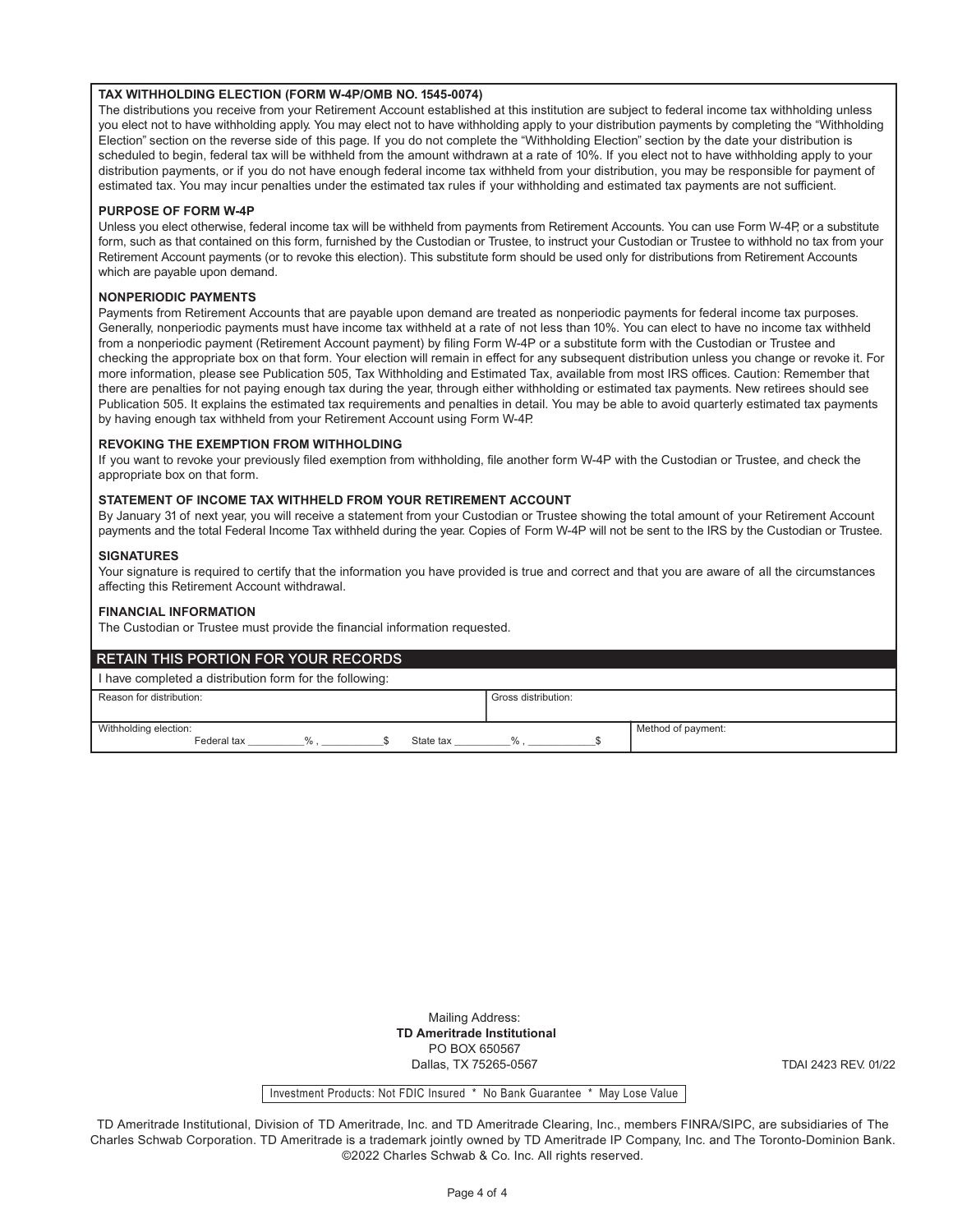### TAX WITHHOLDING ELECTION (FORM W-4P/OMB NO. 1545-0074)

The distributions you receive from your Retirement Account established at this institution are subject to federal income tax withholding unless you elect not to have withholding apply. You may elect not to have withholding apply to your distribution payments by completing the "Withholding Election" section on the reverse side of this page. If you do not complete the "Withholding Election" section by the date your distribution is scheduled to begin, federal tax will be withheld from the amount withdrawn at a rate of 10%. If you elect not to have withholding apply to your distribution payments, or if you do not have enough federal income tax withheld from your distribution, you may be responsible for payment of estimated tax. You may incur penalties under the estimated tax rules if your withholding and estimated tax payments are not sufficient.

### PURPOSE OF FORM W-4P

Unless you elect otherwise, federal income tax will be withheld from payments from Retirement Accounts. You can use Form W-4P, or a substitute form, such as that contained on this form, furnished by the Custodian or Trustee, to instruct your Custodian or Trustee to withhold no tax from your Retirement Account payments (or to revoke this election). This substitute form should be used only for distributions from Retirement Accounts which are payable upon demand.

### NONPERIODIC PAYMENTS

Payments from Retirement Accounts that are payable upon demand are treated as nonperiodic payments for federal income tax purposes. Generally, nonperiodic payments must have income tax withheld at a rate of not less than 10%. You can elect to have no income tax withheld from a nonperiodic payment (Retirement Account payment) by filing Form W-4P or a substitute form with the Custodian or Trustee and checking the appropriate box on that form. Your election will remain in effect for any subsequent distribution unless you change or revoke it. For more information, please see Publication 505, Tax Withholding and Estimated Tax, available from most IRS offices. Caution: Remember that there are penalties for not paying enough tax during the year, through either withholding or estimated tax payments. New retirees should see Publication 505. It explains the estimated tax requirements and penalties in detail. You may be able to avoid quarterly estimated tax payments by having enough tax withheld from your Retirement Account using Form W-4P.

### REVOKING THE EXEMPTION FROM WITHHOLDING

If you want to revoke your previously filed exemption from withholding, file another form W-4P with the Custodian or Trustee, and check the appropriate box on that form.

### STATEMENT OF INCOME TAX WITHHELD FROM YOUR RETIREMENT ACCOUNT

By January 31 of next year, you will receive a statement from your Custodian or Trustee showing the total amount of your Retirement Account payments and the total Federal Income Tax withheld during the year. Copies of Form W-4P will not be sent to the IRS by the Custodian or Trustee.

### SIGNATURES

Your signature is required to certify that the information you have provided is true and correct and that you are aware of all the circumstances affecting this Retirement Account withdrawal.

### FINANCIAL INFORMATION

The Custodian or Trustee must provide the financial information requested.

## RETAIN THIS PORTION FOR YOUR RECORDS

I have completed a distribution form for the following:

| | |
|---|---|
| Reason for distribution: | Gross distribution: |
| Withholding election: Federal tax __________% , ___________$ State tax __________% , ____________$ | Method of payment: |

Mailing Address:
**TD Ameritrade Institutional**
PO BOX 650567
Dallas, TX 75265-0567

TDAI 2423 REV. 01/22

Investment Products: Not FDIC Insured * No Bank Guarantee * May Lose Value

TD Ameritrade Institutional, Division of TD Ameritrade, Inc. and TD Ameritrade Clearing, Inc., members FINRA/SIPC, are subsidiaries of The Charles Schwab Corporation. TD Ameritrade is a trademark jointly owned by TD Ameritrade IP Company, Inc. and The Toronto-Dominion Bank. ©2022 Charles Schwab & Co. Inc. All rights reserved.